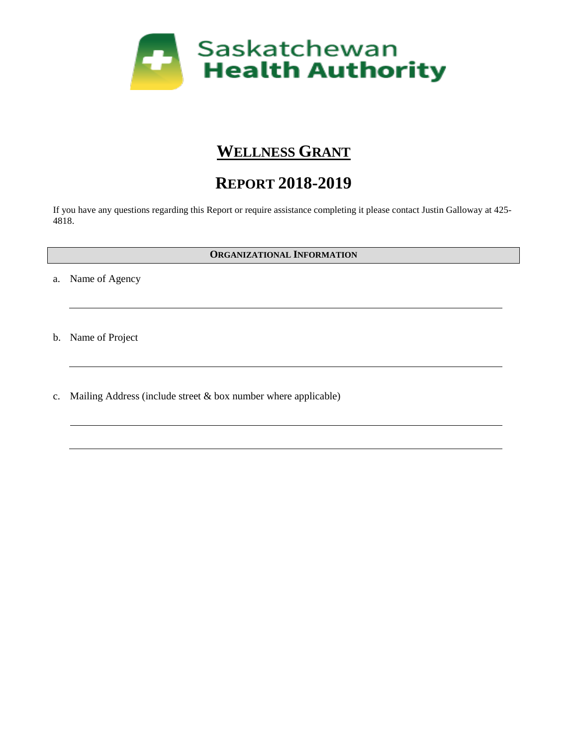Saskatchewan Health Authority

# WELLNESS GRANT

# REPORT 2018-2019

If you have any questions regarding this Report or require assistance completing it please contact Justin Galloway at 425-4818.

## ORGANIZATIONAL INFORMATION

a. Name of Agency

_______________________________________________

b. Name of Project

_______________________________________________

c. Mailing Address (include street & box number where applicable)

_______________________________________________

_______________________________________________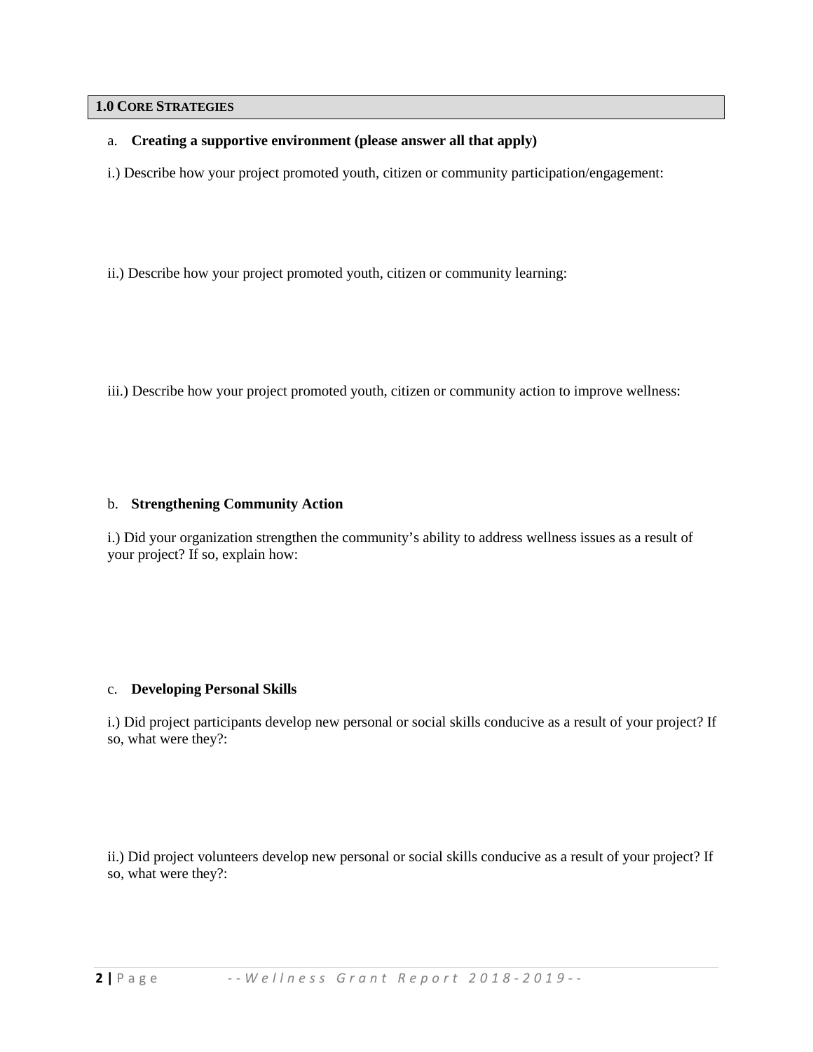## 1.0 Core Strategies

a. **Creating a supportive environment (please answer all that apply)**

i.) Describe how your project promoted youth, citizen or community participation/engagement:

ii.) Describe how your project promoted youth, citizen or community learning:

iii.) Describe how your project promoted youth, citizen or community action to improve wellness:

b. **Strengthening Community Action**

i.) Did your organization strengthen the community's ability to address wellness issues as a result of your project? If so, explain how:

c. **Developing Personal Skills**

i.) Did project participants develop new personal or social skills conducive as a result of your project? If so, what were they?:

ii.) Did project volunteers develop new personal or social skills conducive as a result of your project? If so, what were they?: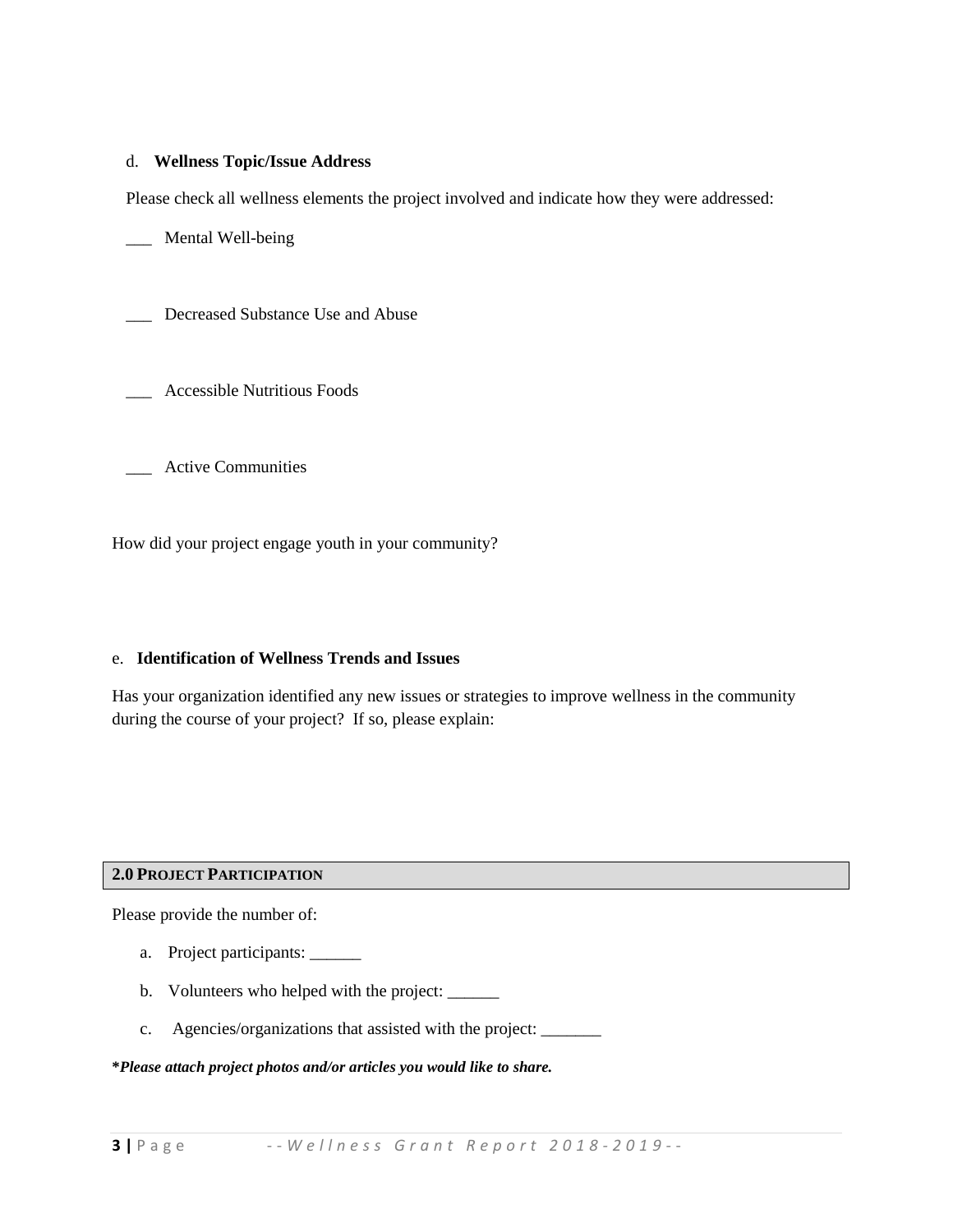d. **Wellness Topic/Issue Address**

Please check all wellness elements the project involved and indicate how they were addressed:

___ Mental Well-being

___ Decreased Substance Use and Abuse

___ Accessible Nutritious Foods

___ Active Communities

How did your project engage youth in your community?

e. **Identification of Wellness Trends and Issues**

Has your organization identified any new issues or strategies to improve wellness in the community during the course of your project? If so, please explain:

## 2.0 PROJECT PARTICIPATION

Please provide the number of:

a. Project participants: ______

b. Volunteers who helped with the project: ______

c. Agencies/organizations that assisted with the project: _______

***Please attach project photos and/or articles you would like to share.***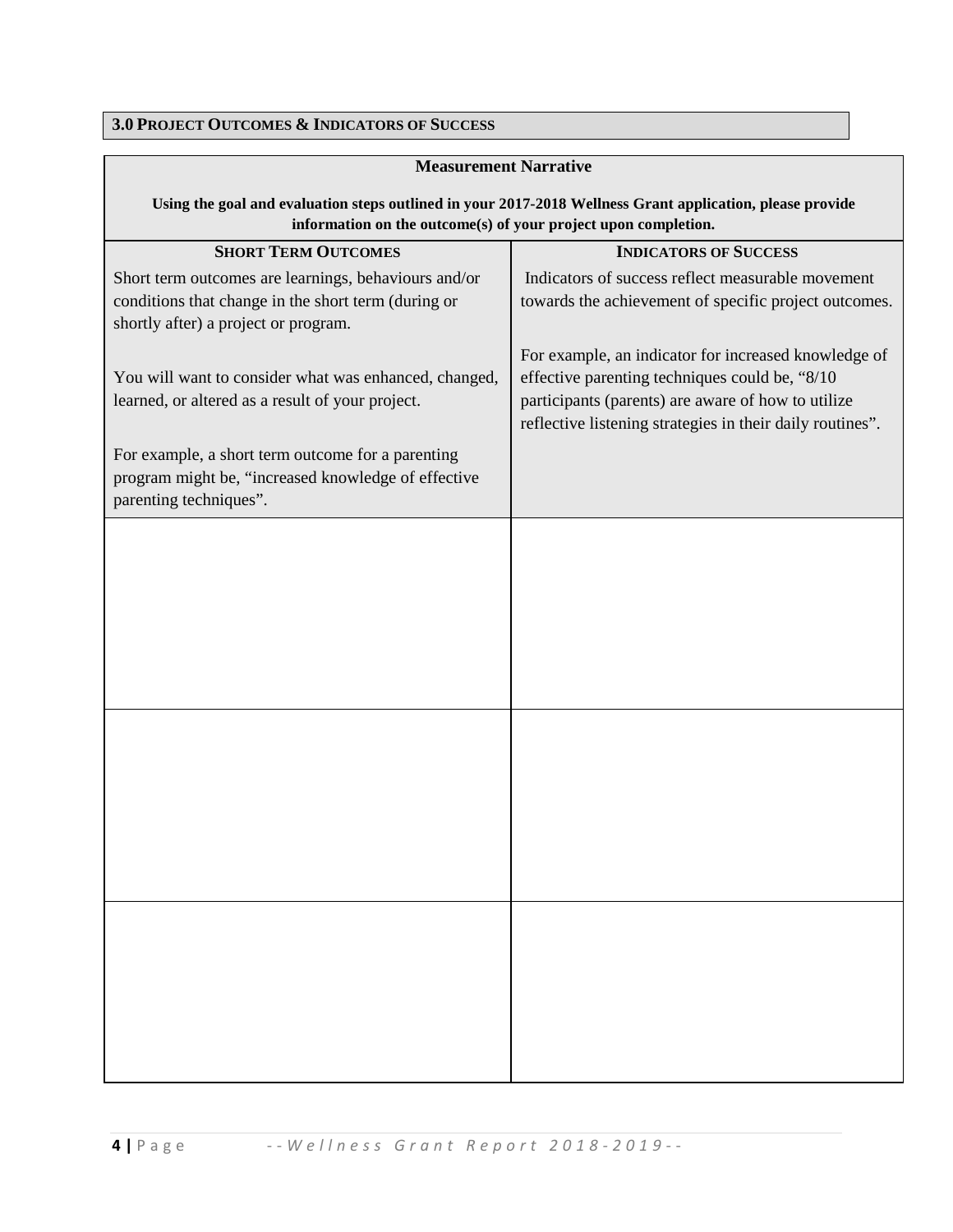### 3.0 Project Outcomes & Indicators of Success

| Measurement Narrative<br><br>**Using the goal and evaluation steps outlined in your 2017-2018 Wellness Grant application, please provide information on the outcome(s) of your project upon completion.** | |
|---|---|
| **SHORT TERM OUTCOMES** | **INDICATORS OF SUCCESS** |
| Short term outcomes are learnings, behaviours and/or conditions that change in the short term (during or shortly after) a project or program.<br><br>You will want to consider what was enhanced, changed, learned, or altered as a result of your project.<br><br>For example, a short term outcome for a parenting program might be, "increased knowledge of effective parenting techniques". | Indicators of success reflect measurable movement towards the achievement of specific project outcomes.<br><br>For example, an indicator for increased knowledge of effective parenting techniques could be, "8/10 participants (parents) are aware of how to utilize reflective listening strategies in their daily routines". |
| | |
| | |
| | |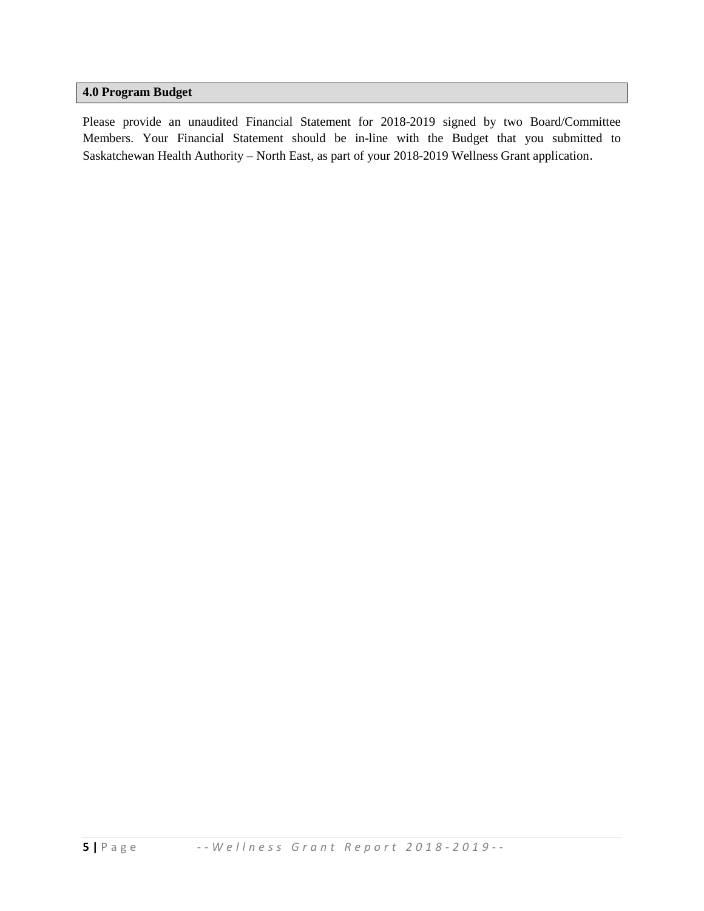## 4.0 Program Budget

Please provide an unaudited Financial Statement for 2018-2019 signed by two Board/Committee Members. Your Financial Statement should be in-line with the Budget that you submitted to Saskatchewan Health Authority – North East, as part of your 2018-2019 Wellness Grant application.